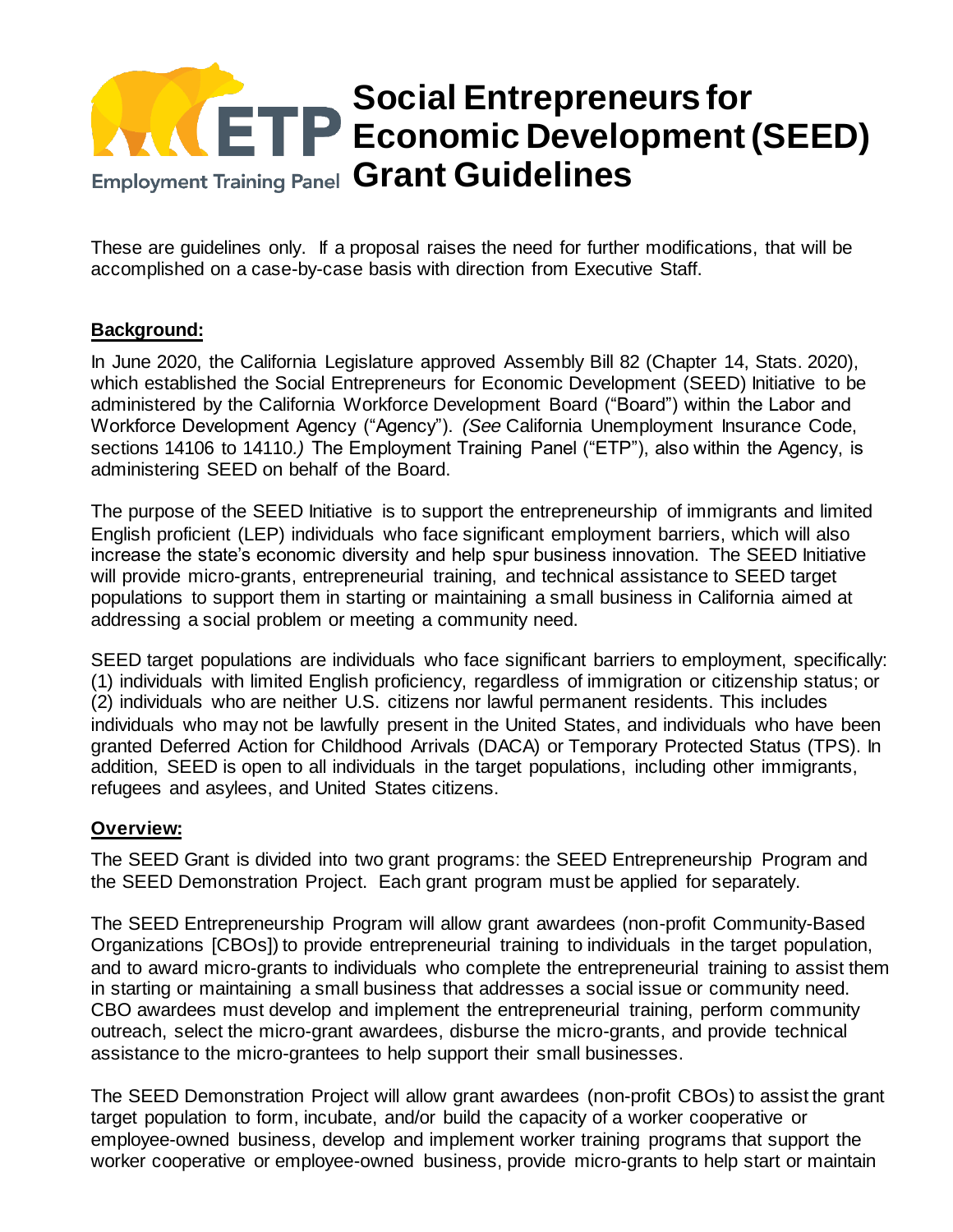# Social Entrepreneurs for Economic Development (SEED) Grant Guidelines

Employment Training Panel

These are guidelines only. If a proposal raises the need for further modifications, that will be accomplished on a case-by-case basis with direction from Executive Staff.

## Background:

In June 2020, the California Legislature approved Assembly Bill 82 (Chapter 14, Stats. 2020), which established the Social Entrepreneurs for Economic Development (SEED) Initiative to be administered by the California Workforce Development Board ("Board") within the Labor and Workforce Development Agency ("Agency"). *(See* California Unemployment Insurance Code, sections 14106 to 14110.*)* The Employment Training Panel ("ETP"), also within the Agency, is administering SEED on behalf of the Board.

The purpose of the SEED Initiative is to support the entrepreneurship of immigrants and limited English proficient (LEP) individuals who face significant employment barriers, which will also increase the state's economic diversity and help spur business innovation. The SEED Initiative will provide micro-grants, entrepreneurial training, and technical assistance to SEED target populations to support them in starting or maintaining a small business in California aimed at addressing a social problem or meeting a community need.

SEED target populations are individuals who face significant barriers to employment, specifically: (1) individuals with limited English proficiency, regardless of immigration or citizenship status; or (2) individuals who are neither U.S. citizens nor lawful permanent residents. This includes individuals who may not be lawfully present in the United States, and individuals who have been granted Deferred Action for Childhood Arrivals (DACA) or Temporary Protected Status (TPS). In addition, SEED is open to all individuals in the target populations, including other immigrants, refugees and asylees, and United States citizens.

## Overview:

The SEED Grant is divided into two grant programs: the SEED Entrepreneurship Program and the SEED Demonstration Project. Each grant program must be applied for separately.

The SEED Entrepreneurship Program will allow grant awardees (non-profit Community-Based Organizations [CBOs]) to provide entrepreneurial training to individuals in the target population, and to award micro-grants to individuals who complete the entrepreneurial training to assist them in starting or maintaining a small business that addresses a social issue or community need. CBO awardees must develop and implement the entrepreneurial training, perform community outreach, select the micro-grant awardees, disburse the micro-grants, and provide technical assistance to the micro-grantees to help support their small businesses.

The SEED Demonstration Project will allow grant awardees (non-profit CBOs) to assist the grant target population to form, incubate, and/or build the capacity of a worker cooperative or employee-owned business, develop and implement worker training programs that support the worker cooperative or employee-owned business, provide micro-grants to help start or maintain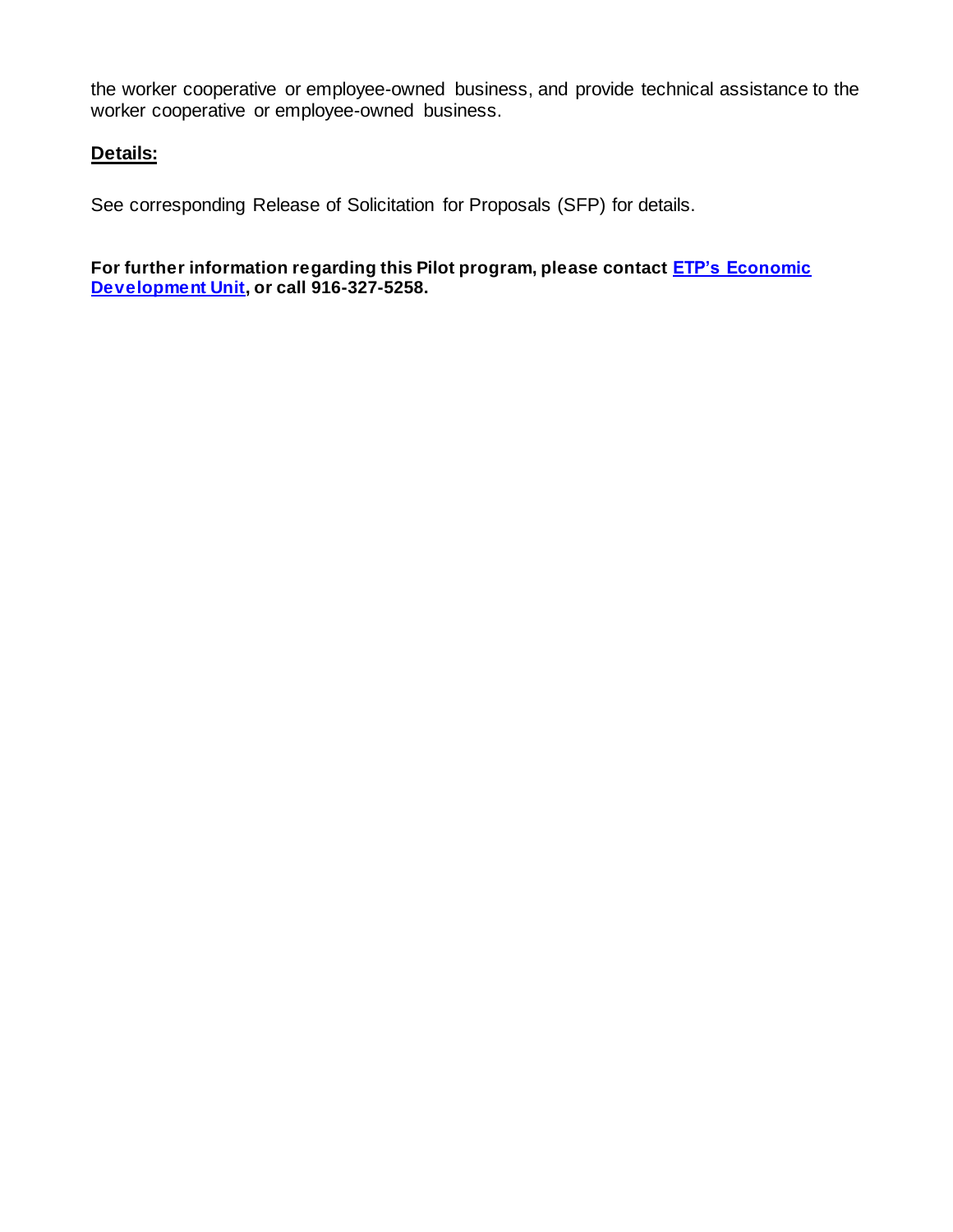the worker cooperative or employee-owned business, and provide technical assistance to the worker cooperative or employee-owned business.

**Details:**

See corresponding Release of Solicitation for Proposals (SFP) for details.

**For further information regarding this Pilot program, please contact ETP's Economic Development Unit, or call 916-327-5258.**